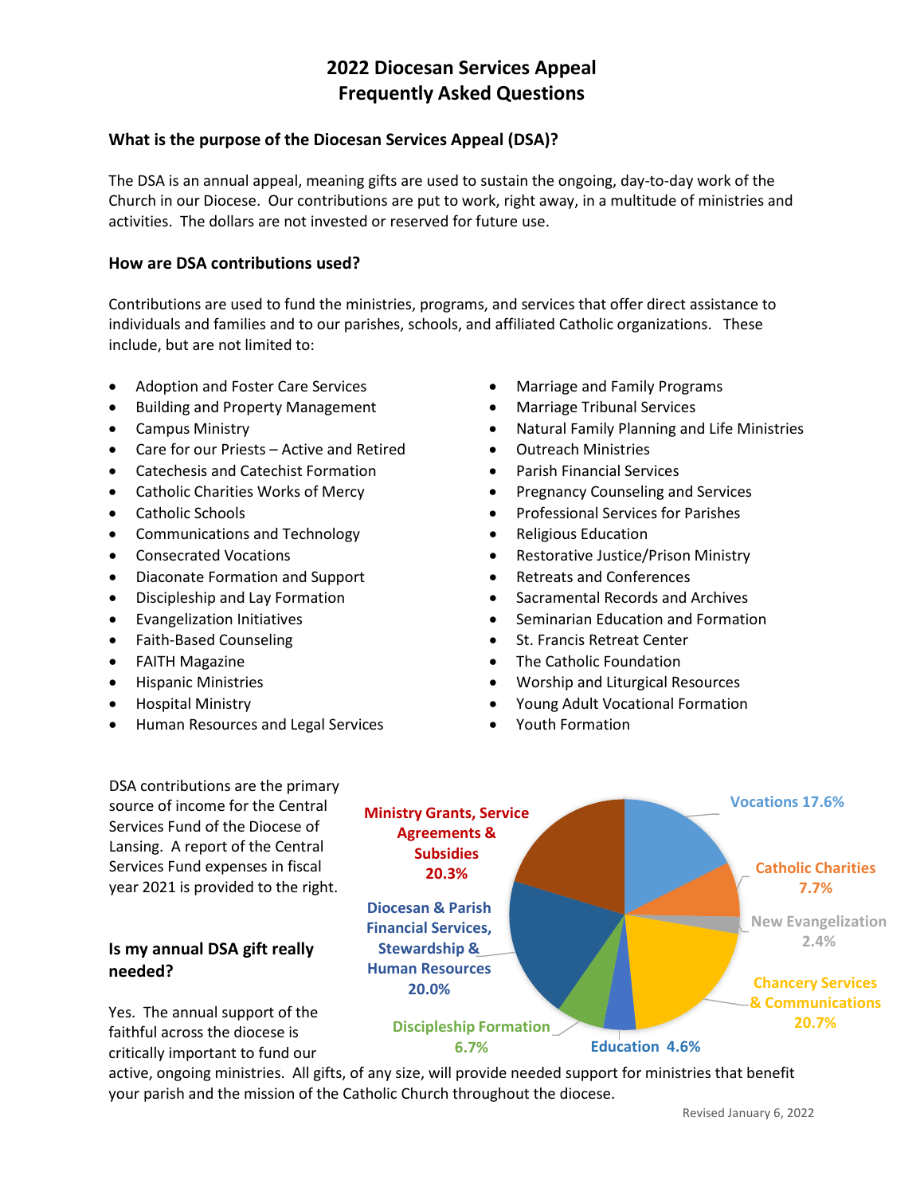# 2022 Diocesan Services Appeal
# Frequently Asked Questions

### What is the purpose of the Diocesan Services Appeal (DSA)?

The DSA is an annual appeal, meaning gifts are used to sustain the ongoing, day-to-day work of the Church in our Diocese. Our contributions are put to work, right away, in a multitude of ministries and activities. The dollars are not invested or reserved for future use.

### How are DSA contributions used?

Contributions are used to fund the ministries, programs, and services that offer direct assistance to individuals and families and to our parishes, schools, and affiliated Catholic organizations. These include, but are not limited to:

- Adoption and Foster Care Services
- Building and Property Management
- Campus Ministry
- Care for our Priests – Active and Retired
- Catechesis and Catechist Formation
- Catholic Charities Works of Mercy
- Catholic Schools
- Communications and Technology
- Consecrated Vocations
- Diaconate Formation and Support
- Discipleship and Lay Formation
- Evangelization Initiatives
- Faith-Based Counseling
- FAITH Magazine
- Hispanic Ministries
- Hospital Ministry
- Human Resources and Legal Services
- Marriage and Family Programs
- Marriage Tribunal Services
- Natural Family Planning and Life Ministries
- Outreach Ministries
- Parish Financial Services
- Pregnancy Counseling and Services
- Professional Services for Parishes
- Religious Education
- Restorative Justice/Prison Ministry
- Retreats and Conferences
- Sacramental Records and Archives
- Seminarian Education and Formation
- St. Francis Retreat Center
- The Catholic Foundation
- Worship and Liturgical Resources
- Young Adult Vocational Formation
- Youth Formation

DSA contributions are the primary source of income for the Central Services Fund of the Diocese of Lansing. A report of the Central Services Fund expenses in fiscal year 2021 is provided to the right.

- Vocations 17.6%
- Catholic Charities 7.7%
- New Evangelization 2.4%
- Chancery Services & Communications 20.7%
- Education 4.6%
- Discipleship Formation 6.7%
- Diocesan & Parish Financial Services, Stewardship & Human Resources 20.0%
- Ministry Grants, Service Agreements & Subsidies 20.3%

### Is my annual DSA gift really needed?

Yes. The annual support of the faithful across the diocese is critically important to fund our active, ongoing ministries. All gifts, of any size, will provide needed support for ministries that benefit your parish and the mission of the Catholic Church throughout the diocese.

Revised January 6, 2022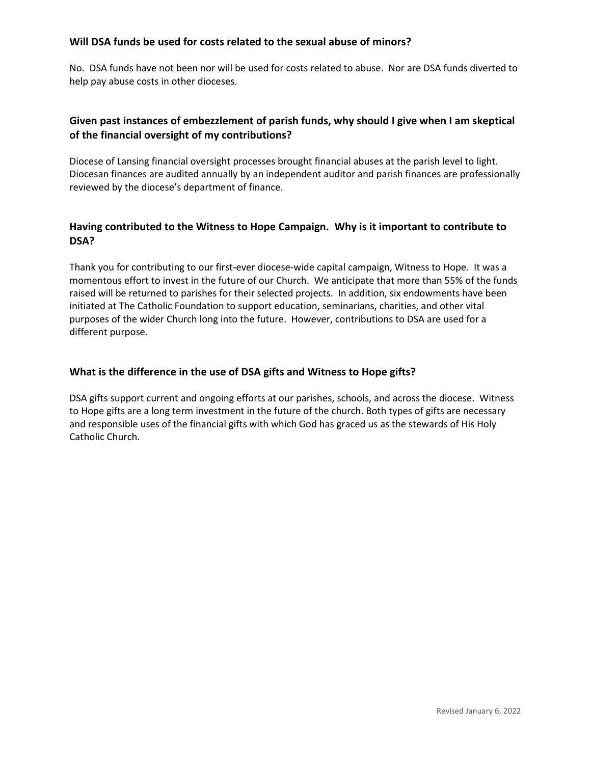### Will DSA funds be used for costs related to the sexual abuse of minors?

No. DSA funds have not been nor will be used for costs related to abuse. Nor are DSA funds diverted to help pay abuse costs in other dioceses.

### Given past instances of embezzlement of parish funds, why should I give when I am skeptical of the financial oversight of my contributions?

Diocese of Lansing financial oversight processes brought financial abuses at the parish level to light. Diocesan finances are audited annually by an independent auditor and parish finances are professionally reviewed by the diocese's department of finance.

### Having contributed to the Witness to Hope Campaign. Why is it important to contribute to DSA?

Thank you for contributing to our first-ever diocese-wide capital campaign, Witness to Hope. It was a momentous effort to invest in the future of our Church. We anticipate that more than 55% of the funds raised will be returned to parishes for their selected projects. In addition, six endowments have been initiated at The Catholic Foundation to support education, seminarians, charities, and other vital purposes of the wider Church long into the future. However, contributions to DSA are used for a different purpose.

### What is the difference in the use of DSA gifts and Witness to Hope gifts?

DSA gifts support current and ongoing efforts at our parishes, schools, and across the diocese. Witness to Hope gifts are a long term investment in the future of the church. Both types of gifts are necessary and responsible uses of the financial gifts with which God has graced us as the stewards of His Holy Catholic Church.

Revised January 6, 2022